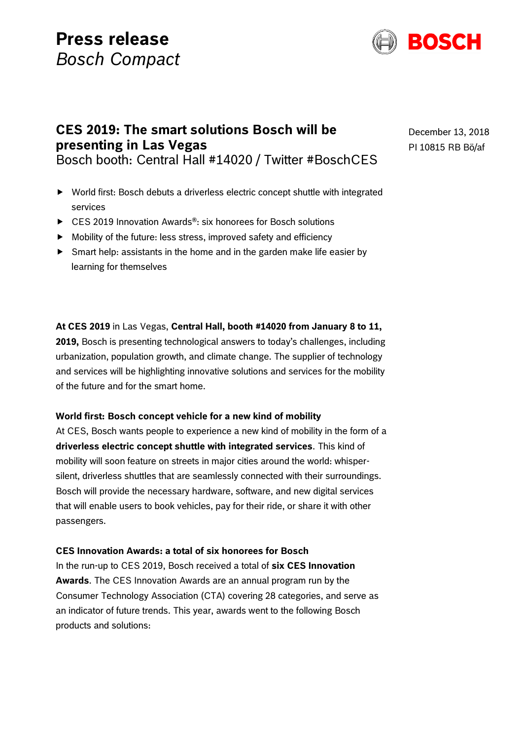# Press release
*Bosch Compact*

BOSCH

## CES 2019: The smart solutions Bosch will be presenting in Las Vegas

Bosch booth: Central Hall #14020 / Twitter #BoschCES

December 13, 2018
PI 10815 RB Bö/af

- World first: Bosch debuts a driverless electric concept shuttle with integrated services
- CES 2019 Innovation Awards®: six honorees for Bosch solutions
- Mobility of the future: less stress, improved safety and efficiency
- Smart help: assistants in the home and in the garden make life easier by learning for themselves

**At CES 2019** in Las Vegas, **Central Hall, booth #14020 from January 8 to 11, 2019,** Bosch is presenting technological answers to today's challenges, including urbanization, population growth, and climate change. The supplier of technology and services will be highlighting innovative solutions and services for the mobility of the future and for the smart home.

**World first: Bosch concept vehicle for a new kind of mobility**

At CES, Bosch wants people to experience a new kind of mobility in the form of a **driverless electric concept shuttle with integrated services**. This kind of mobility will soon feature on streets in major cities around the world: whisper-silent, driverless shuttles that are seamlessly connected with their surroundings. Bosch will provide the necessary hardware, software, and new digital services that will enable users to book vehicles, pay for their ride, or share it with other passengers.

**CES Innovation Awards: a total of six honorees for Bosch**

In the run-up to CES 2019, Bosch received a total of **six CES Innovation Awards**. The CES Innovation Awards are an annual program run by the Consumer Technology Association (CTA) covering 28 categories, and serve as an indicator of future trends. This year, awards went to the following Bosch products and solutions: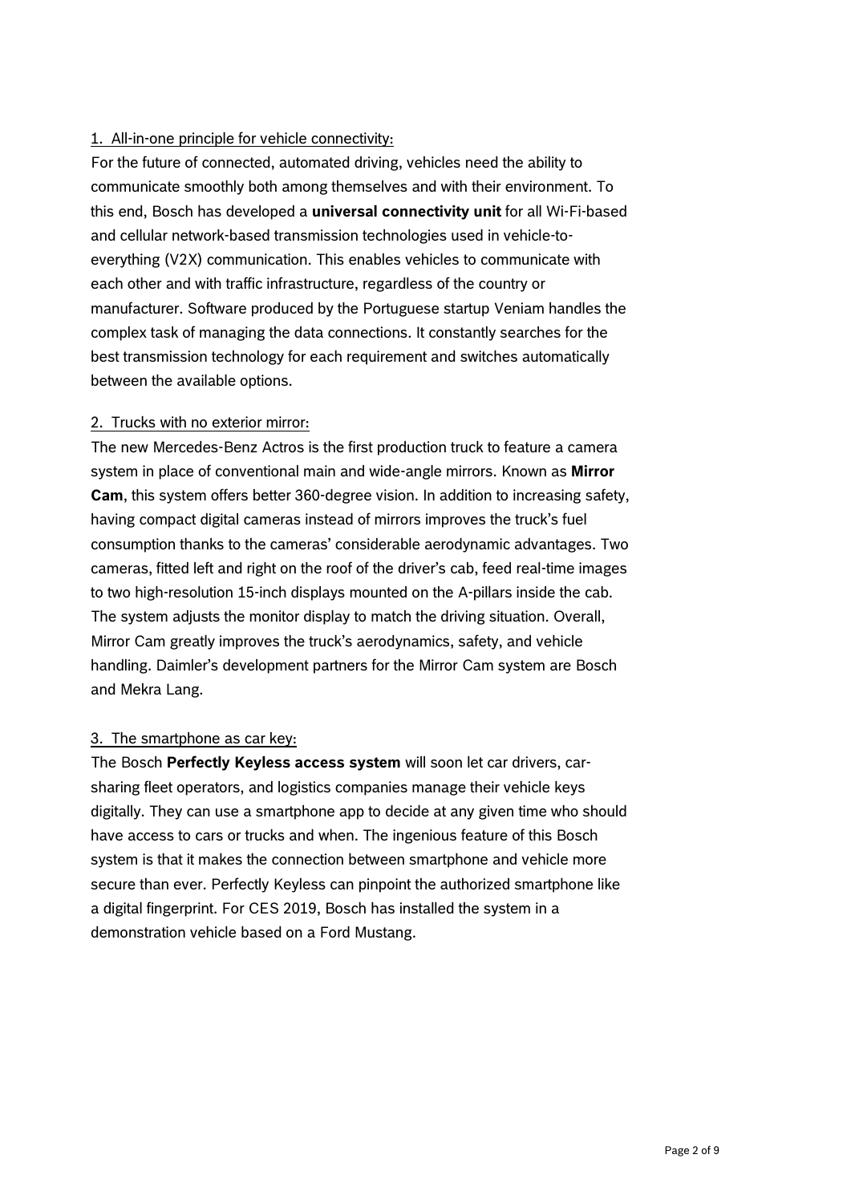1. All-in-one principle for vehicle connectivity:

For the future of connected, automated driving, vehicles need the ability to communicate smoothly both among themselves and with their environment. To this end, Bosch has developed a **universal connectivity unit** for all Wi-Fi-based and cellular network-based transmission technologies used in vehicle-to-everything (V2X) communication. This enables vehicles to communicate with each other and with traffic infrastructure, regardless of the country or manufacturer. Software produced by the Portuguese startup Veniam handles the complex task of managing the data connections. It constantly searches for the best transmission technology for each requirement and switches automatically between the available options.

2. Trucks with no exterior mirror:

The new Mercedes-Benz Actros is the first production truck to feature a camera system in place of conventional main and wide-angle mirrors. Known as **Mirror Cam**, this system offers better 360-degree vision. In addition to increasing safety, having compact digital cameras instead of mirrors improves the truck's fuel consumption thanks to the cameras' considerable aerodynamic advantages. Two cameras, fitted left and right on the roof of the driver's cab, feed real-time images to two high-resolution 15-inch displays mounted on the A-pillars inside the cab. The system adjusts the monitor display to match the driving situation. Overall, Mirror Cam greatly improves the truck's aerodynamics, safety, and vehicle handling. Daimler's development partners for the Mirror Cam system are Bosch and Mekra Lang.

3. The smartphone as car key:

The Bosch **Perfectly Keyless access system** will soon let car drivers, car-sharing fleet operators, and logistics companies manage their vehicle keys digitally. They can use a smartphone app to decide at any given time who should have access to cars or trucks and when. The ingenious feature of this Bosch system is that it makes the connection between smartphone and vehicle more secure than ever. Perfectly Keyless can pinpoint the authorized smartphone like a digital fingerprint. For CES 2019, Bosch has installed the system in a demonstration vehicle based on a Ford Mustang.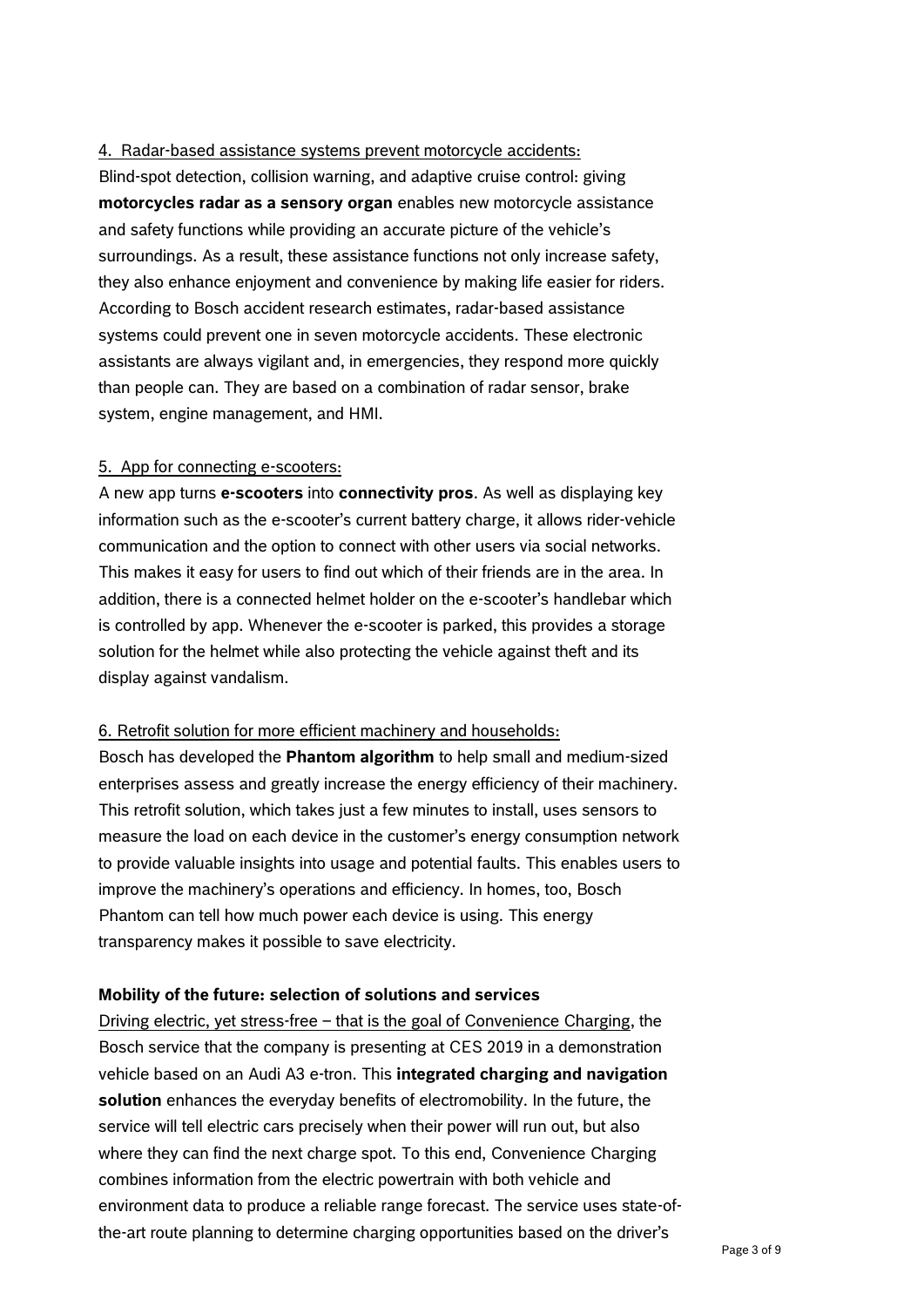<u>4. Radar-based assistance systems prevent motorcycle accidents:</u>
Blind-spot detection, collision warning, and adaptive cruise control: giving **motorcycles radar as a sensory organ** enables new motorcycle assistance and safety functions while providing an accurate picture of the vehicle's surroundings. As a result, these assistance functions not only increase safety, they also enhance enjoyment and convenience by making life easier for riders. According to Bosch accident research estimates, radar-based assistance systems could prevent one in seven motorcycle accidents. These electronic assistants are always vigilant and, in emergencies, they respond more quickly than people can. They are based on a combination of radar sensor, brake system, engine management, and HMI.

<u>5. App for connecting e-scooters:</u>
A new app turns **e-scooters** into **connectivity pros**. As well as displaying key information such as the e-scooter's current battery charge, it allows rider-vehicle communication and the option to connect with other users via social networks. This makes it easy for users to find out which of their friends are in the area. In addition, there is a connected helmet holder on the e-scooter's handlebar which is controlled by app. Whenever the e-scooter is parked, this provides a storage solution for the helmet while also protecting the vehicle against theft and its display against vandalism.

<u>6. Retrofit solution for more efficient machinery and households:</u>
Bosch has developed the **Phantom algorithm** to help small and medium-sized enterprises assess and greatly increase the energy efficiency of their machinery. This retrofit solution, which takes just a few minutes to install, uses sensors to measure the load on each device in the customer's energy consumption network to provide valuable insights into usage and potential faults. This enables users to improve the machinery's operations and efficiency. In homes, too, Bosch Phantom can tell how much power each device is using. This energy transparency makes it possible to save electricity.

**Mobility of the future: selection of solutions and services**

<u>Driving electric, yet stress-free – that is the goal of Convenience Charging</u>, the Bosch service that the company is presenting at CES 2019 in a demonstration vehicle based on an Audi A3 e-tron. This **integrated charging and navigation solution** enhances the everyday benefits of electromobility. In the future, the service will tell electric cars precisely when their power will run out, but also where they can find the next charge spot. To this end, Convenience Charging combines information from the electric powertrain with both vehicle and environment data to produce a reliable range forecast. The service uses state-of-the-art route planning to determine charging opportunities based on the driver's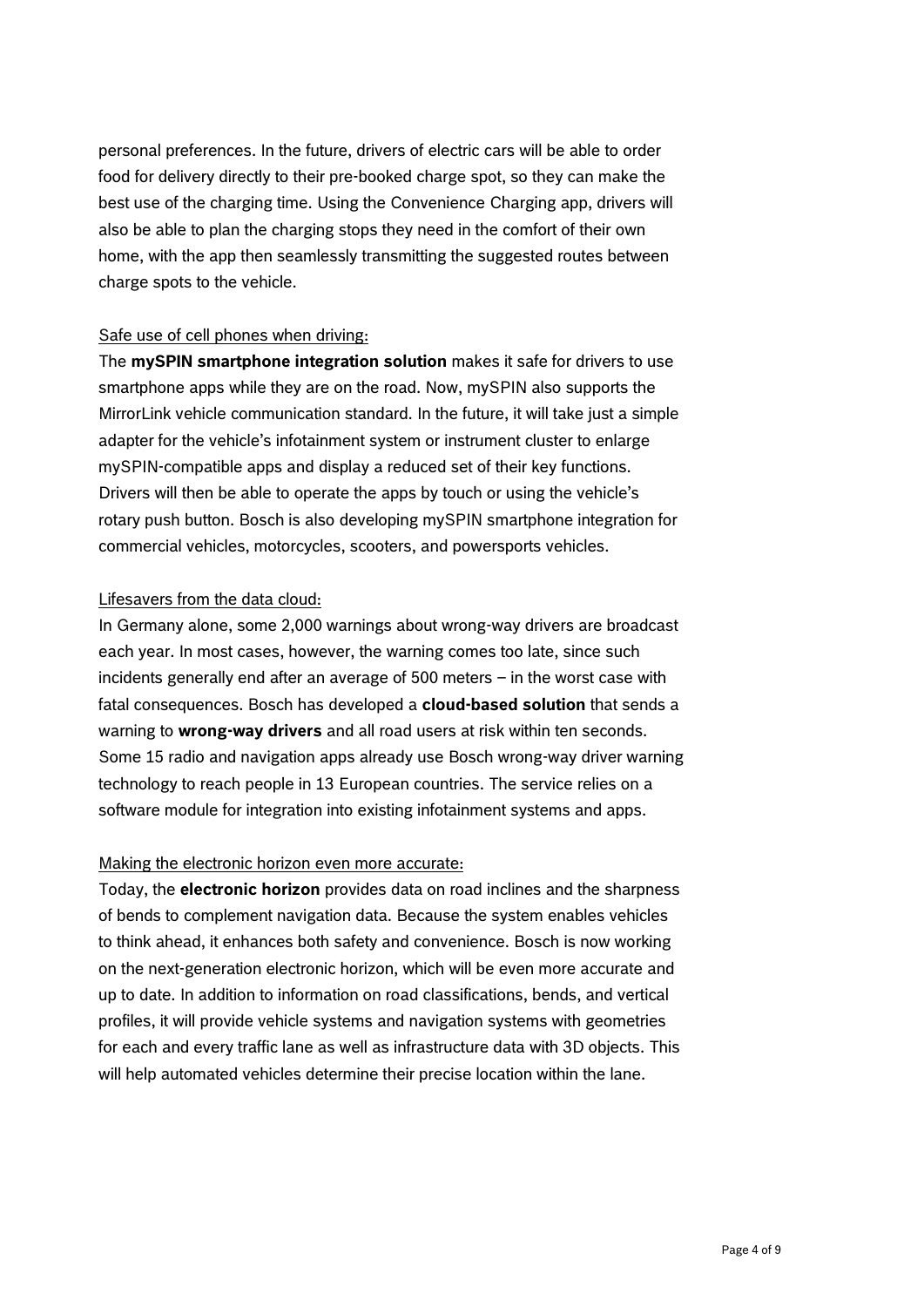personal preferences. In the future, drivers of electric cars will be able to order food for delivery directly to their pre-booked charge spot, so they can make the best use of the charging time. Using the Convenience Charging app, drivers will also be able to plan the charging stops they need in the comfort of their own home, with the app then seamlessly transmitting the suggested routes between charge spots to the vehicle.

<u>Safe use of cell phones when driving:</u>
The **mySPIN smartphone integration solution** makes it safe for drivers to use smartphone apps while they are on the road. Now, mySPIN also supports the MirrorLink vehicle communication standard. In the future, it will take just a simple adapter for the vehicle's infotainment system or instrument cluster to enlarge mySPIN-compatible apps and display a reduced set of their key functions. Drivers will then be able to operate the apps by touch or using the vehicle's rotary push button. Bosch is also developing mySPIN smartphone integration for commercial vehicles, motorcycles, scooters, and powersports vehicles.

<u>Lifesavers from the data cloud:</u>
In Germany alone, some 2,000 warnings about wrong-way drivers are broadcast each year. In most cases, however, the warning comes too late, since such incidents generally end after an average of 500 meters – in the worst case with fatal consequences. Bosch has developed a **cloud-based solution** that sends a warning to **wrong-way drivers** and all road users at risk within ten seconds. Some 15 radio and navigation apps already use Bosch wrong-way driver warning technology to reach people in 13 European countries. The service relies on a software module for integration into existing infotainment systems and apps.

<u>Making the electronic horizon even more accurate:</u>
Today, the **electronic horizon** provides data on road inclines and the sharpness of bends to complement navigation data. Because the system enables vehicles to think ahead, it enhances both safety and convenience. Bosch is now working on the next-generation electronic horizon, which will be even more accurate and up to date. In addition to information on road classifications, bends, and vertical profiles, it will provide vehicle systems and navigation systems with geometries for each and every traffic lane as well as infrastructure data with 3D objects. This will help automated vehicles determine their precise location within the lane.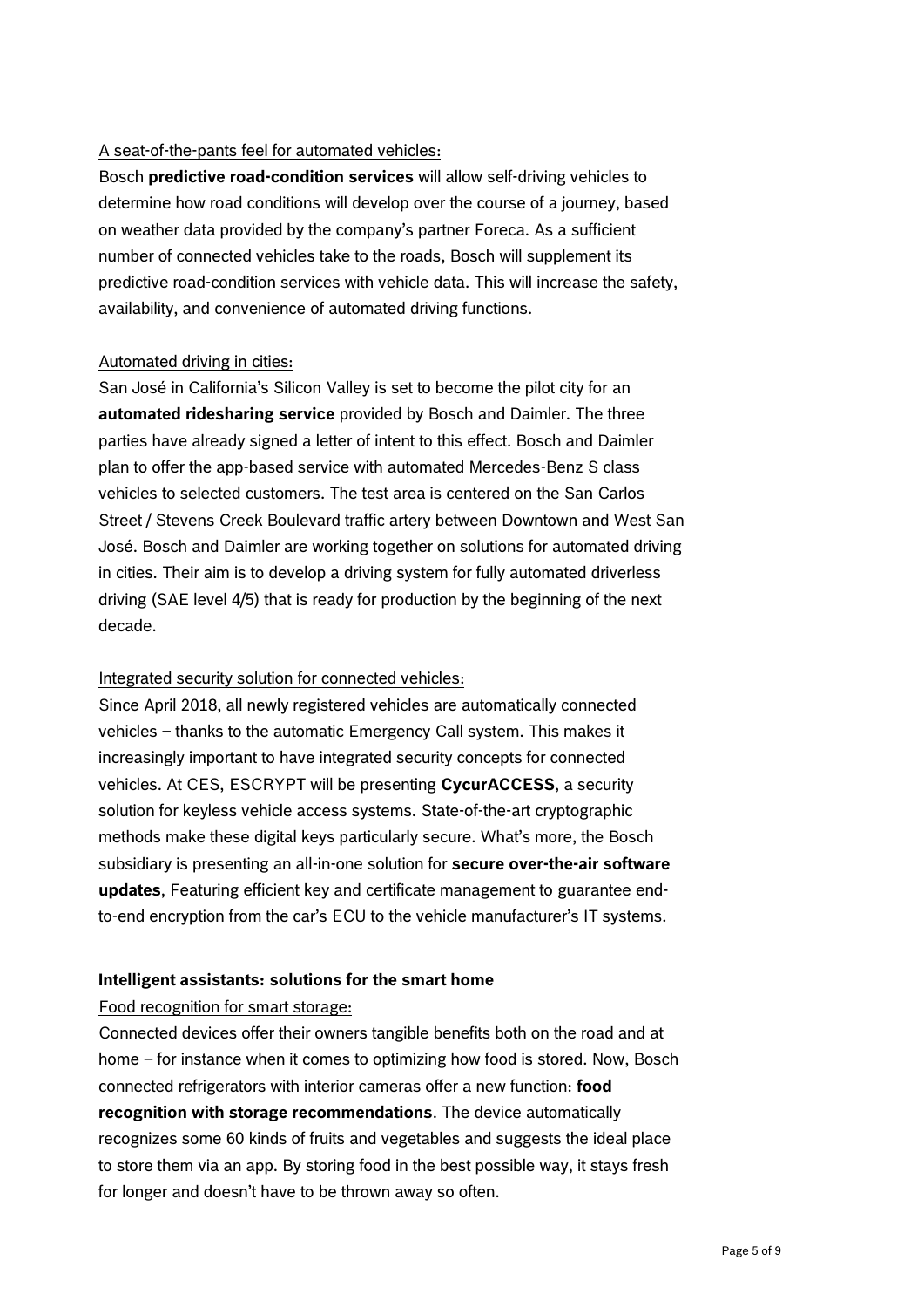<u>A seat-of-the-pants feel for automated vehicles:</u>
Bosch **predictive road-condition services** will allow self-driving vehicles to determine how road conditions will develop over the course of a journey, based on weather data provided by the company's partner Foreca. As a sufficient number of connected vehicles take to the roads, Bosch will supplement its predictive road-condition services with vehicle data. This will increase the safety, availability, and convenience of automated driving functions.

<u>Automated driving in cities:</u>
San José in California's Silicon Valley is set to become the pilot city for an **automated ridesharing service** provided by Bosch and Daimler. The three parties have already signed a letter of intent to this effect. Bosch and Daimler plan to offer the app-based service with automated Mercedes-Benz S class vehicles to selected customers. The test area is centered on the San Carlos Street / Stevens Creek Boulevard traffic artery between Downtown and West San José. Bosch and Daimler are working together on solutions for automated driving in cities. Their aim is to develop a driving system for fully automated driverless driving (SAE level 4/5) that is ready for production by the beginning of the next decade.

<u>Integrated security solution for connected vehicles:</u>
Since April 2018, all newly registered vehicles are automatically connected vehicles – thanks to the automatic Emergency Call system. This makes it increasingly important to have integrated security concepts for connected vehicles. At CES, ESCRYPT will be presenting **CycurACCESS**, a security solution for keyless vehicle access systems. State-of-the-art cryptographic methods make these digital keys particularly secure. What's more, the Bosch subsidiary is presenting an all-in-one solution for **secure over-the-air software updates**, Featuring efficient key and certificate management to guarantee end-to-end encryption from the car's ECU to the vehicle manufacturer's IT systems.

**Intelligent assistants: solutions for the smart home**

<u>Food recognition for smart storage:</u>
Connected devices offer their owners tangible benefits both on the road and at home – for instance when it comes to optimizing how food is stored. Now, Bosch connected refrigerators with interior cameras offer a new function: **food recognition with storage recommendations**. The device automatically recognizes some 60 kinds of fruits and vegetables and suggests the ideal place to store them via an app. By storing food in the best possible way, it stays fresh for longer and doesn't have to be thrown away so often.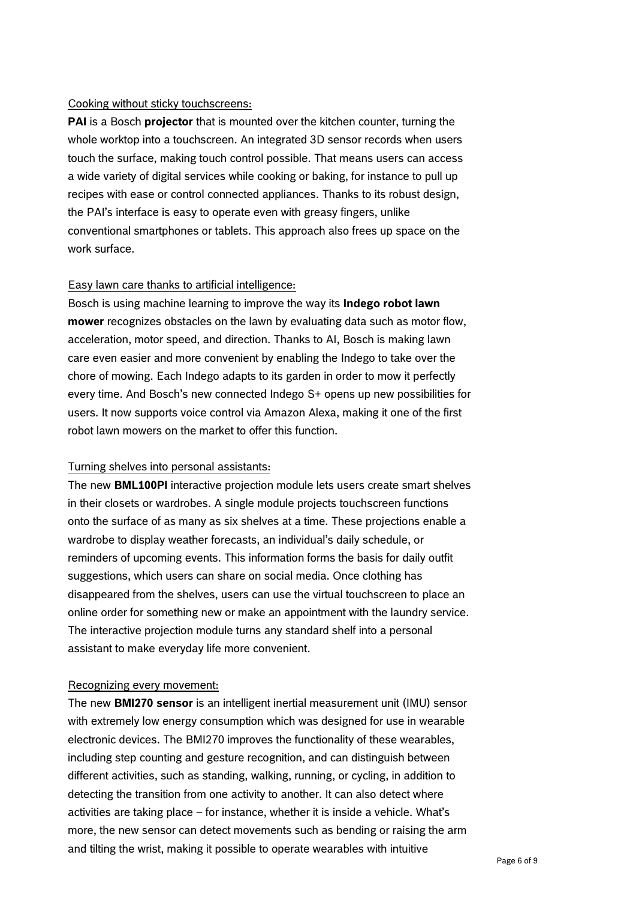Cooking without sticky touchscreens:

**PAI** is a Bosch **projector** that is mounted over the kitchen counter, turning the whole worktop into a touchscreen. An integrated 3D sensor records when users touch the surface, making touch control possible. That means users can access a wide variety of digital services while cooking or baking, for instance to pull up recipes with ease or control connected appliances. Thanks to its robust design, the PAI's interface is easy to operate even with greasy fingers, unlike conventional smartphones or tablets. This approach also frees up space on the work surface.

Easy lawn care thanks to artificial intelligence:

Bosch is using machine learning to improve the way its **Indego robot lawn mower** recognizes obstacles on the lawn by evaluating data such as motor flow, acceleration, motor speed, and direction. Thanks to AI, Bosch is making lawn care even easier and more convenient by enabling the Indego to take over the chore of mowing. Each Indego adapts to its garden in order to mow it perfectly every time. And Bosch's new connected Indego S+ opens up new possibilities for users. It now supports voice control via Amazon Alexa, making it one of the first robot lawn mowers on the market to offer this function.

Turning shelves into personal assistants:

The new **BML100PI** interactive projection module lets users create smart shelves in their closets or wardrobes. A single module projects touchscreen functions onto the surface of as many as six shelves at a time. These projections enable a wardrobe to display weather forecasts, an individual's daily schedule, or reminders of upcoming events. This information forms the basis for daily outfit suggestions, which users can share on social media. Once clothing has disappeared from the shelves, users can use the virtual touchscreen to place an online order for something new or make an appointment with the laundry service. The interactive projection module turns any standard shelf into a personal assistant to make everyday life more convenient.

Recognizing every movement:

The new **BMI270 sensor** is an intelligent inertial measurement unit (IMU) sensor with extremely low energy consumption which was designed for use in wearable electronic devices. The BMI270 improves the functionality of these wearables, including step counting and gesture recognition, and can distinguish between different activities, such as standing, walking, running, or cycling, in addition to detecting the transition from one activity to another. It can also detect where activities are taking place – for instance, whether it is inside a vehicle. What's more, the new sensor can detect movements such as bending or raising the arm and tilting the wrist, making it possible to operate wearables with intuitive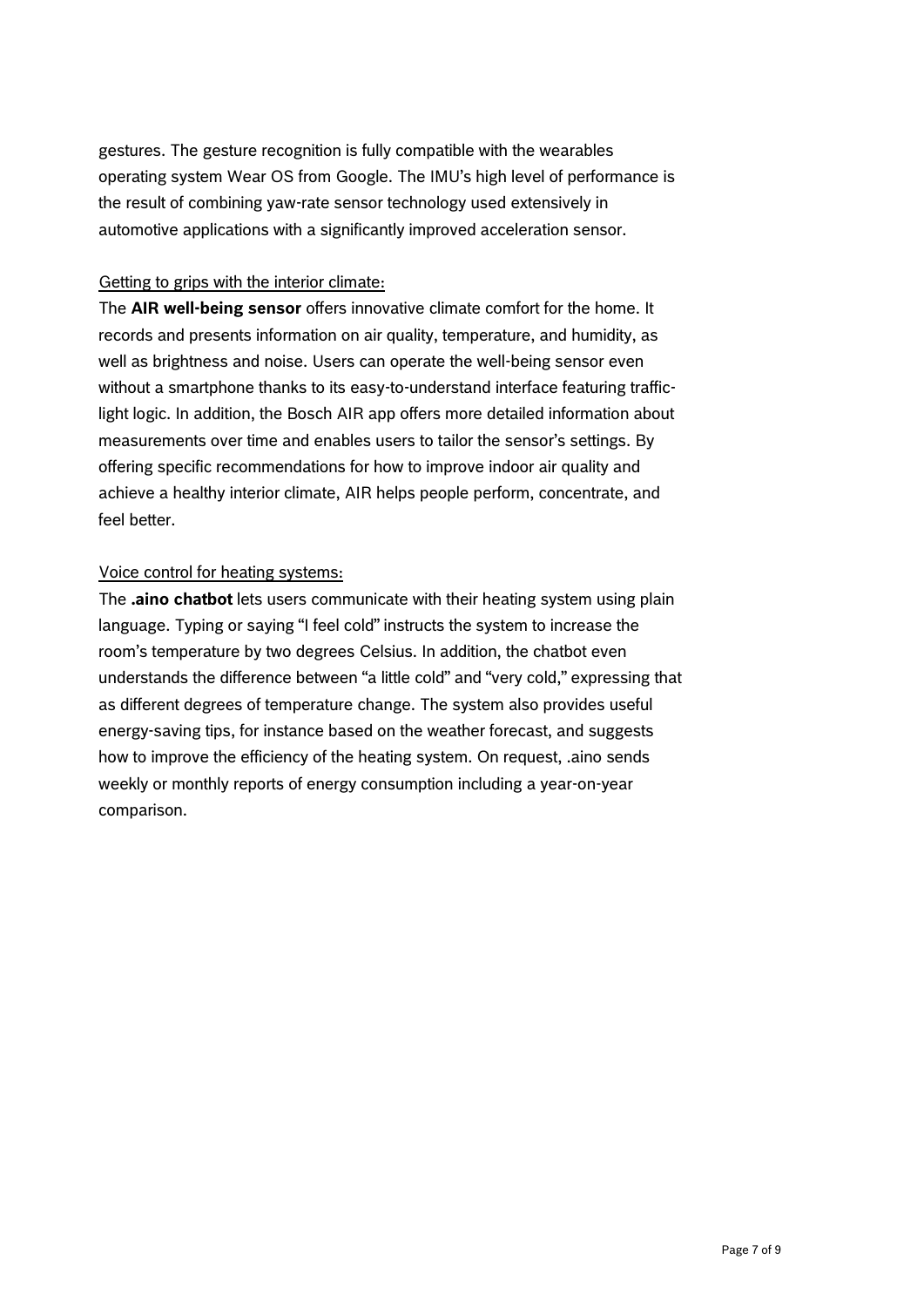gestures. The gesture recognition is fully compatible with the wearables operating system Wear OS from Google. The IMU's high level of performance is the result of combining yaw-rate sensor technology used extensively in automotive applications with a significantly improved acceleration sensor.

<u>Getting to grips with the interior climate:</u>

The **AIR well-being sensor** offers innovative climate comfort for the home. It records and presents information on air quality, temperature, and humidity, as well as brightness and noise. Users can operate the well-being sensor even without a smartphone thanks to its easy-to-understand interface featuring traffic-light logic. In addition, the Bosch AIR app offers more detailed information about measurements over time and enables users to tailor the sensor's settings. By offering specific recommendations for how to improve indoor air quality and achieve a healthy interior climate, AIR helps people perform, concentrate, and feel better.

<u>Voice control for heating systems:</u>

The **.aino chatbot** lets users communicate with their heating system using plain language. Typing or saying "I feel cold" instructs the system to increase the room's temperature by two degrees Celsius. In addition, the chatbot even understands the difference between "a little cold" and "very cold," expressing that as different degrees of temperature change. The system also provides useful energy-saving tips, for instance based on the weather forecast, and suggests how to improve the efficiency of the heating system. On request, .aino sends weekly or monthly reports of energy consumption including a year-on-year comparison.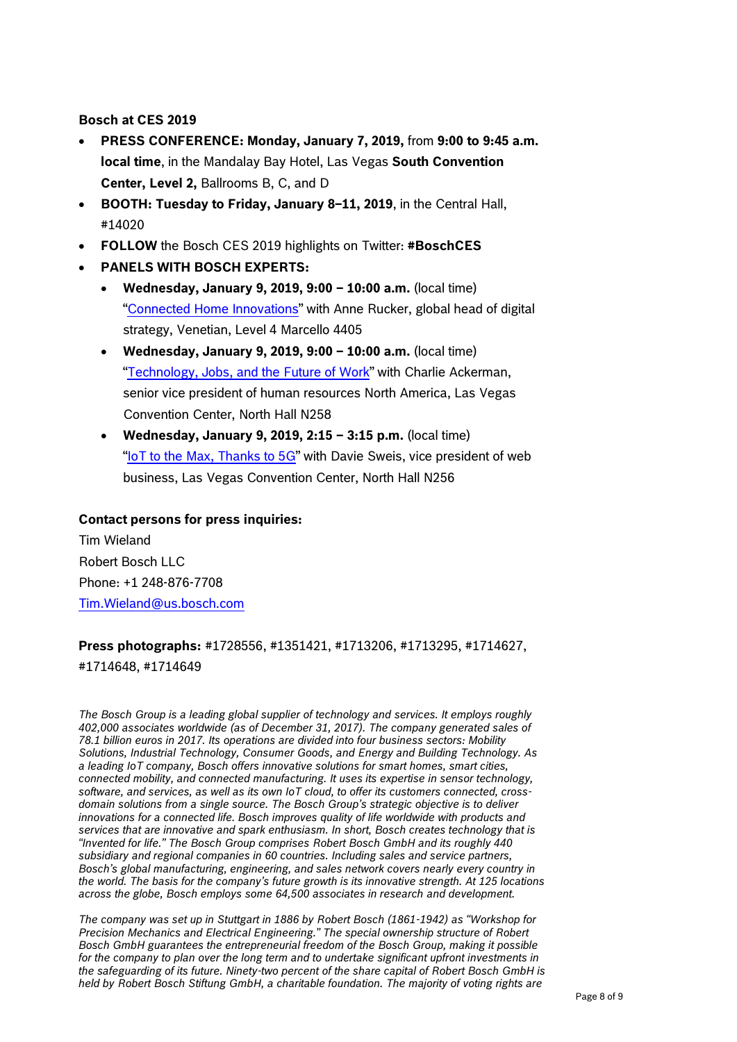**Bosch at CES 2019**

- **PRESS CONFERENCE: Monday, January 7, 2019,** from **9:00 to 9:45 a.m. local time**, in the Mandalay Bay Hotel, Las Vegas **South Convention Center, Level 2,** Ballrooms B, C, and D
- **BOOTH: Tuesday to Friday, January 8–11, 2019**, in the Central Hall, #14020
- **FOLLOW** the Bosch CES 2019 highlights on Twitter: **#BoschCES**
- **PANELS WITH BOSCH EXPERTS:**
  - **Wednesday, January 9, 2019, 9:00 – 10:00 a.m.** (local time) "Connected Home Innovations" with Anne Rucker, global head of digital strategy, Venetian, Level 4 Marcello 4405
  - **Wednesday, January 9, 2019, 9:00 – 10:00 a.m.** (local time) "Technology, Jobs, and the Future of Work" with Charlie Ackerman, senior vice president of human resources North America, Las Vegas Convention Center, North Hall N258
  - **Wednesday, January 9, 2019, 2:15 – 3:15 p.m.** (local time) "IoT to the Max, Thanks to 5G" with Davie Sweis, vice president of web business, Las Vegas Convention Center, North Hall N256

**Contact persons for press inquiries:**

Tim Wieland
Robert Bosch LLC
Phone: +1 248-876-7708
Tim.Wieland@us.bosch.com

**Press photographs:** #1728556, #1351421, #1713206, #1713295, #1714627, #1714648, #1714649

*The Bosch Group is a leading global supplier of technology and services. It employs roughly 402,000 associates worldwide (as of December 31, 2017). The company generated sales of 78.1 billion euros in 2017. Its operations are divided into four business sectors: Mobility Solutions, Industrial Technology, Consumer Goods, and Energy and Building Technology. As a leading IoT company, Bosch offers innovative solutions for smart homes, smart cities, connected mobility, and connected manufacturing. It uses its expertise in sensor technology, software, and services, as well as its own IoT cloud, to offer its customers connected, cross-domain solutions from a single source. The Bosch Group's strategic objective is to deliver innovations for a connected life. Bosch improves quality of life worldwide with products and services that are innovative and spark enthusiasm. In short, Bosch creates technology that is "Invented for life." The Bosch Group comprises Robert Bosch GmbH and its roughly 440 subsidiary and regional companies in 60 countries. Including sales and service partners, Bosch's global manufacturing, engineering, and sales network covers nearly every country in the world. The basis for the company's future growth is its innovative strength. At 125 locations across the globe, Bosch employs some 64,500 associates in research and development.*

*The company was set up in Stuttgart in 1886 by Robert Bosch (1861-1942) as "Workshop for Precision Mechanics and Electrical Engineering." The special ownership structure of Robert Bosch GmbH guarantees the entrepreneurial freedom of the Bosch Group, making it possible for the company to plan over the long term and to undertake significant upfront investments in the safeguarding of its future. Ninety-two percent of the share capital of Robert Bosch GmbH is held by Robert Bosch Stiftung GmbH, a charitable foundation. The majority of voting rights are*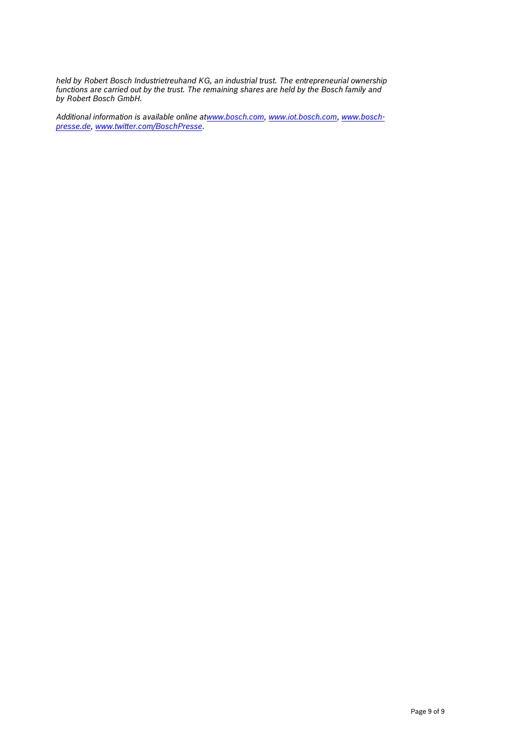*held by Robert Bosch Industrietreuhand KG, an industrial trust. The entrepreneurial ownership functions are carried out by the trust. The remaining shares are held by the Bosch family and by Robert Bosch GmbH.*

*Additional information is available online at[www.bosch.com](http://www.bosch.com), [www.iot.bosch.com](http://www.iot.bosch.com), [www.bosch-presse.de](http://www.bosch-presse.de), [www.twitter.com/BoschPresse](http://www.twitter.com/BoschPresse).*